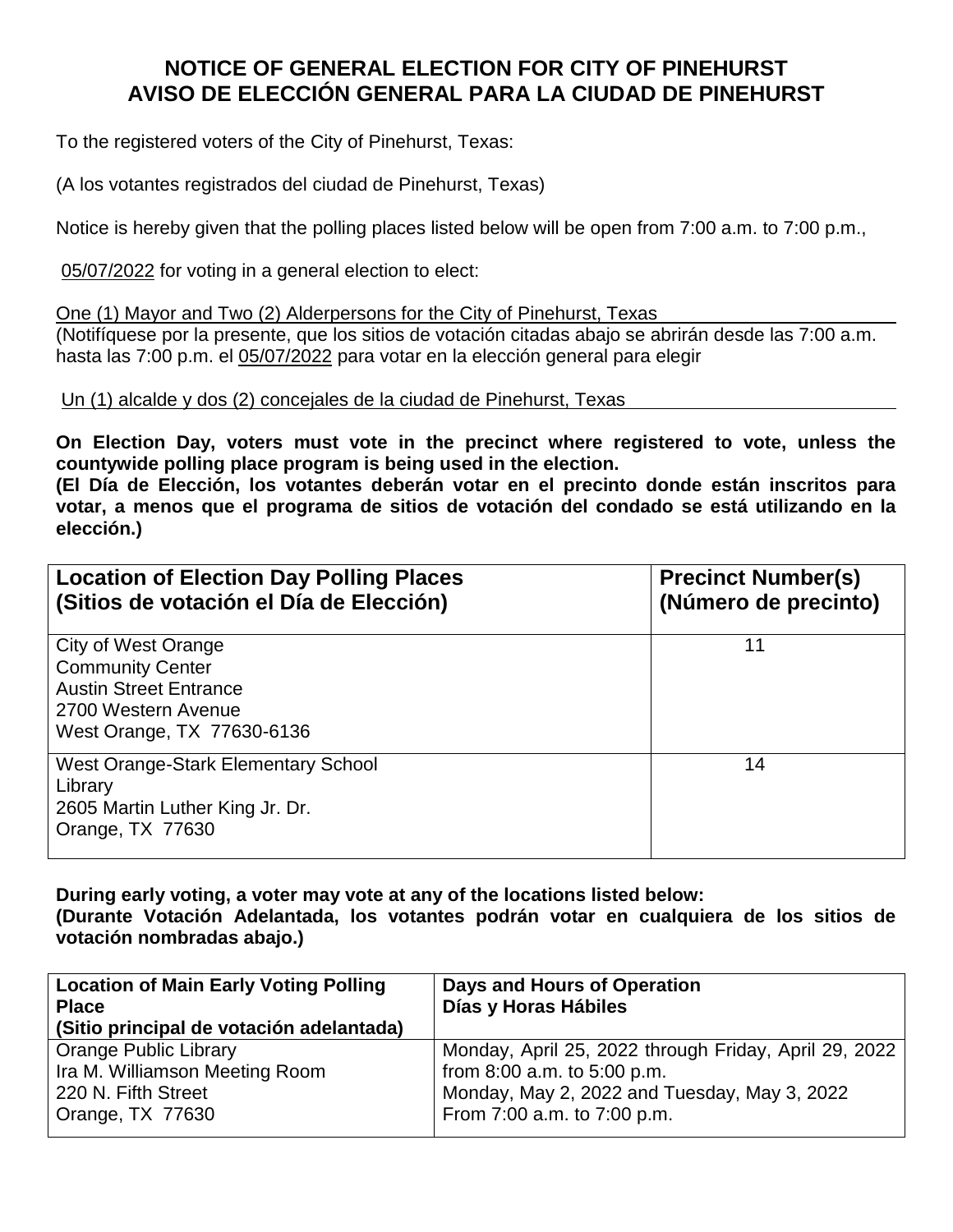# NOTICE OF GENERAL ELECTION FOR CITY OF PINEHURST
# AVISO DE ELECCIÓN GENERAL PARA LA CIUDAD DE PINEHURST

To the registered voters of the City of Pinehurst, Texas:

(A los votantes registrados del ciudad de Pinehurst, Texas)

Notice is hereby given that the polling places listed below will be open from 7:00 a.m. to 7:00 p.m.,

05/07/2022 for voting in a general election to elect:

One (1) Mayor and Two (2) Alderpersons for the City of Pinehurst, Texas

(Notifíquese por la presente, que los sitios de votación citadas abajo se abrirán desde las 7:00 a.m. hasta las 7:00 p.m. el 05/07/2022 para votar en la elección general para elegir

Un (1) alcalde y dos (2) concejales de la ciudad de Pinehurst, Texas

**On Election Day, voters must vote in the precinct where registered to vote, unless the countywide polling place program is being used in the election.**
**(El Día de Elección, los votantes deberán votar en el precinto donde están inscritos para votar, a menos que el programa de sitios de votación del condado se está utilizando en la elección.)**

| Location of Election Day Polling Places (Sitios de votación el Día de Elección) | Precinct Number(s) (Número de precinto) |
|---|---|
| City of West Orange<br>Community Center<br>Austin Street Entrance<br>2700 Western Avenue<br>West Orange, TX 77630-6136 | 11 |
| West Orange-Stark Elementary School<br>Library<br>2605 Martin Luther King Jr. Dr.<br>Orange, TX 77630 | 14 |

**During early voting, a voter may vote at any of the locations listed below:**
**(Durante Votación Adelantada, los votantes podrán votar en cualquiera de los sitios de votación nombradas abajo.)**

| Location of Main Early Voting Polling Place (Sitio principal de votación adelantada) | Days and Hours of Operation Días y Horas Hábiles |
|---|---|
| Orange Public Library<br>Ira M. Williamson Meeting Room<br>220 N. Fifth Street<br>Orange, TX 77630 | Monday, April 25, 2022 through Friday, April 29, 2022 from 8:00 a.m. to 5:00 p.m.<br>Monday, May 2, 2022 and Tuesday, May 3, 2022 From 7:00 a.m. to 7:00 p.m. |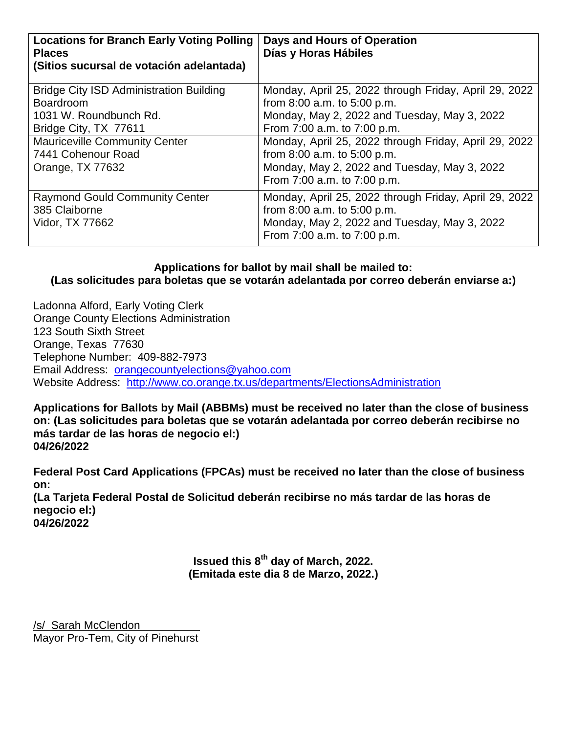| Locations for Branch Early Voting Polling Places<br>(Sitios sucursal de votación adelantada) | Days and Hours of Operation<br>Días y Horas Hábiles |
|---|---|
| Bridge City ISD Administration Building<br>Boardroom<br>1031 W. Roundbunch Rd.<br>Bridge City, TX 77611 | Monday, April 25, 2022 through Friday, April 29, 2022 from 8:00 a.m. to 5:00 p.m.<br>Monday, May 2, 2022 and Tuesday, May 3, 2022 From 7:00 a.m. to 7:00 p.m. |
| Mauriceville Community Center<br>7441 Cohenour Road<br>Orange, TX 77632 | Monday, April 25, 2022 through Friday, April 29, 2022 from 8:00 a.m. to 5:00 p.m.<br>Monday, May 2, 2022 and Tuesday, May 3, 2022 From 7:00 a.m. to 7:00 p.m. |
| Raymond Gould Community Center<br>385 Claiborne<br>Vidor, TX 77662 | Monday, April 25, 2022 through Friday, April 29, 2022 from 8:00 a.m. to 5:00 p.m.<br>Monday, May 2, 2022 and Tuesday, May 3, 2022 From 7:00 a.m. to 7:00 p.m. |

**Applications for ballot by mail shall be mailed to:**
**(Las solicitudes para boletas que se votarán adelantada por correo deberán enviarse a:)**

Ladonna Alford, Early Voting Clerk
Orange County Elections Administration
123 South Sixth Street
Orange, Texas 77630
Telephone Number: 409-882-7973
Email Address: orangecountyelections@yahoo.com
Website Address: http://www.co.orange.tx.us/departments/ElectionsAdministration

**Applications for Ballots by Mail (ABBMs) must be received no later than the close of business on: (Las solicitudes para boletas que se votarán adelantada por correo deberán recibirse no más tardar de las horas de negocio el:)**
**04/26/2022**

**Federal Post Card Applications (FPCAs) must be received no later than the close of business on:**
**(La Tarjeta Federal Postal de Solicitud deberán recibirse no más tardar de las horas de negocio el:)**
**04/26/2022**

**Issued this 8th day of March, 2022.**
**(Emitada este dia 8 de Marzo, 2022.)**

/s/ Sarah McClendon
Mayor Pro-Tem, City of Pinehurst